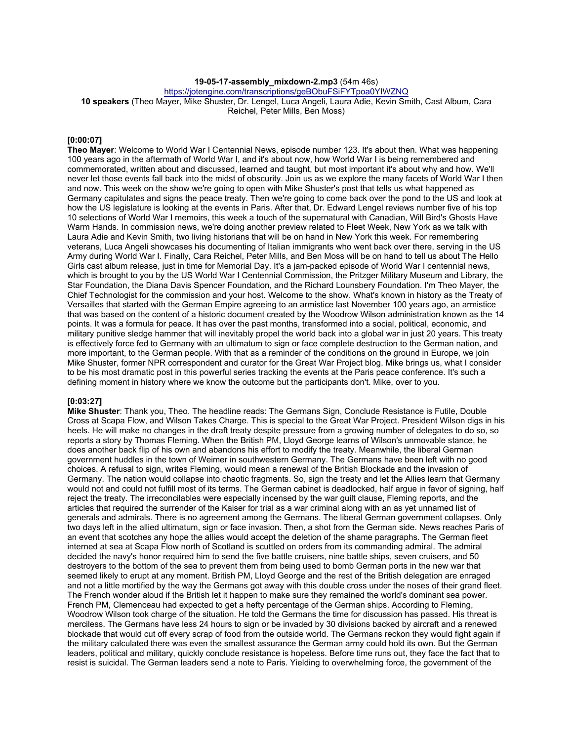**19-05-17-assembly_mixdown-2.mp3** (54m 46s)
https://jotengine.com/transcriptions/geBObuFSiFYTpoa0YIWZNQ
**10 speakers** (Theo Mayer, Mike Shuster, Dr. Lengel, Luca Angeli, Laura Adie, Kevin Smith, Cast Album, Cara Reichel, Peter Mills, Ben Moss)

**[0:00:07]**
**Theo Mayer**: Welcome to World War I Centennial News, episode number 123. It's about then. What was happening 100 years ago in the aftermath of World War I, and it's about now, how World War I is being remembered and commemorated, written about and discussed, learned and taught, but most important it's about why and how. We'll never let those events fall back into the midst of obscurity. Join us as we explore the many facets of World War I then and now. This week on the show we're going to open with Mike Shuster's post that tells us what happened as Germany capitulates and signs the peace treaty. Then we're going to come back over the pond to the US and look at how the US legislature is looking at the events in Paris. After that, Dr. Edward Lengel reviews number five of his top 10 selections of World War I memoirs, this week a touch of the supernatural with Canadian, Will Bird's Ghosts Have Warm Hands. In commission news, we're doing another preview related to Fleet Week, New York as we talk with Laura Adie and Kevin Smith, two living historians that will be on hand in New York this week. For remembering veterans, Luca Angeli showcases his documenting of Italian immigrants who went back over there, serving in the US Army during World War I. Finally, Cara Reichel, Peter Mills, and Ben Moss will be on hand to tell us about The Hello Girls cast album release, just in time for Memorial Day. It's a jam-packed episode of World War I centennial news, which is brought to you by the US World War I Centennial Commission, the Pritzger Military Museum and Library, the Star Foundation, the Diana Davis Spencer Foundation, and the Richard Lounsbery Foundation. I'm Theo Mayer, the Chief Technologist for the commission and your host. Welcome to the show. What's known in history as the Treaty of Versailles that started with the German Empire agreeing to an armistice last November 100 years ago, an armistice that was based on the content of a historic document created by the Woodrow Wilson administration known as the 14 points. It was a formula for peace. It has over the past months, transformed into a social, political, economic, and military punitive sledge hammer that will inevitably propel the world back into a global war in just 20 years. This treaty is effectively force fed to Germany with an ultimatum to sign or face complete destruction to the German nation, and more important, to the German people. With that as a reminder of the conditions on the ground in Europe, we join Mike Shuster, former NPR correspondent and curator for the Great War Project blog. Mike brings us, what I consider to be his most dramatic post in this powerful series tracking the events at the Paris peace conference. It's such a defining moment in history where we know the outcome but the participants don't. Mike, over to you.

**[0:03:27]**
**Mike Shuster**: Thank you, Theo. The headline reads: The Germans Sign, Conclude Resistance is Futile, Double Cross at Scapa Flow, and Wilson Takes Charge. This is special to the Great War Project. President Wilson digs in his heels. He will make no changes in the draft treaty despite pressure from a growing number of delegates to do so, so reports a story by Thomas Fleming. When the British PM, Lloyd George learns of Wilson's unmovable stance, he does another back flip of his own and abandons his effort to modify the treaty. Meanwhile, the liberal German government huddles in the town of Weimer in southwestern Germany. The Germans have been left with no good choices. A refusal to sign, writes Fleming, would mean a renewal of the British Blockade and the invasion of Germany. The nation would collapse into chaotic fragments. So, sign the treaty and let the Allies learn that Germany would not and could not fulfill most of its terms. The German cabinet is deadlocked, half argue in favor of signing, half reject the treaty. The irreconcilables were especially incensed by the war guilt clause, Fleming reports, and the articles that required the surrender of the Kaiser for trial as a war criminal along with an as yet unnamed list of generals and admirals. There is no agreement among the Germans. The liberal German government collapses. Only two days left in the allied ultimatum, sign or face invasion. Then, a shot from the German side. News reaches Paris of an event that scotches any hope the allies would accept the deletion of the shame paragraphs. The German fleet interned at sea at Scapa Flow north of Scotland is scuttled on orders from its commanding admiral. The admiral decided the navy's honor required him to send the five battle cruisers, nine battle ships, seven cruisers, and 50 destroyers to the bottom of the sea to prevent them from being used to bomb German ports in the new war that seemed likely to erupt at any moment. British PM, Lloyd George and the rest of the British delegation are enraged and not a little mortified by the way the Germans got away with this double cross under the noses of their grand fleet. The French wonder aloud if the British let it happen to make sure they remained the world's dominant sea power. French PM, Clemenceau had expected to get a hefty percentage of the German ships. According to Fleming, Woodrow Wilson took charge of the situation. He told the Germans the time for discussion has passed. His threat is merciless. The Germans have less 24 hours to sign or be invaded by 30 divisions backed by aircraft and a renewed blockade that would cut off every scrap of food from the outside world. The Germans reckon they would fight again if the military calculated there was even the smallest assurance the German army could hold its own. But the German leaders, political and military, quickly conclude resistance is hopeless. Before time runs out, they face the fact that to resist is suicidal. The German leaders send a note to Paris. Yielding to overwhelming force, the government of the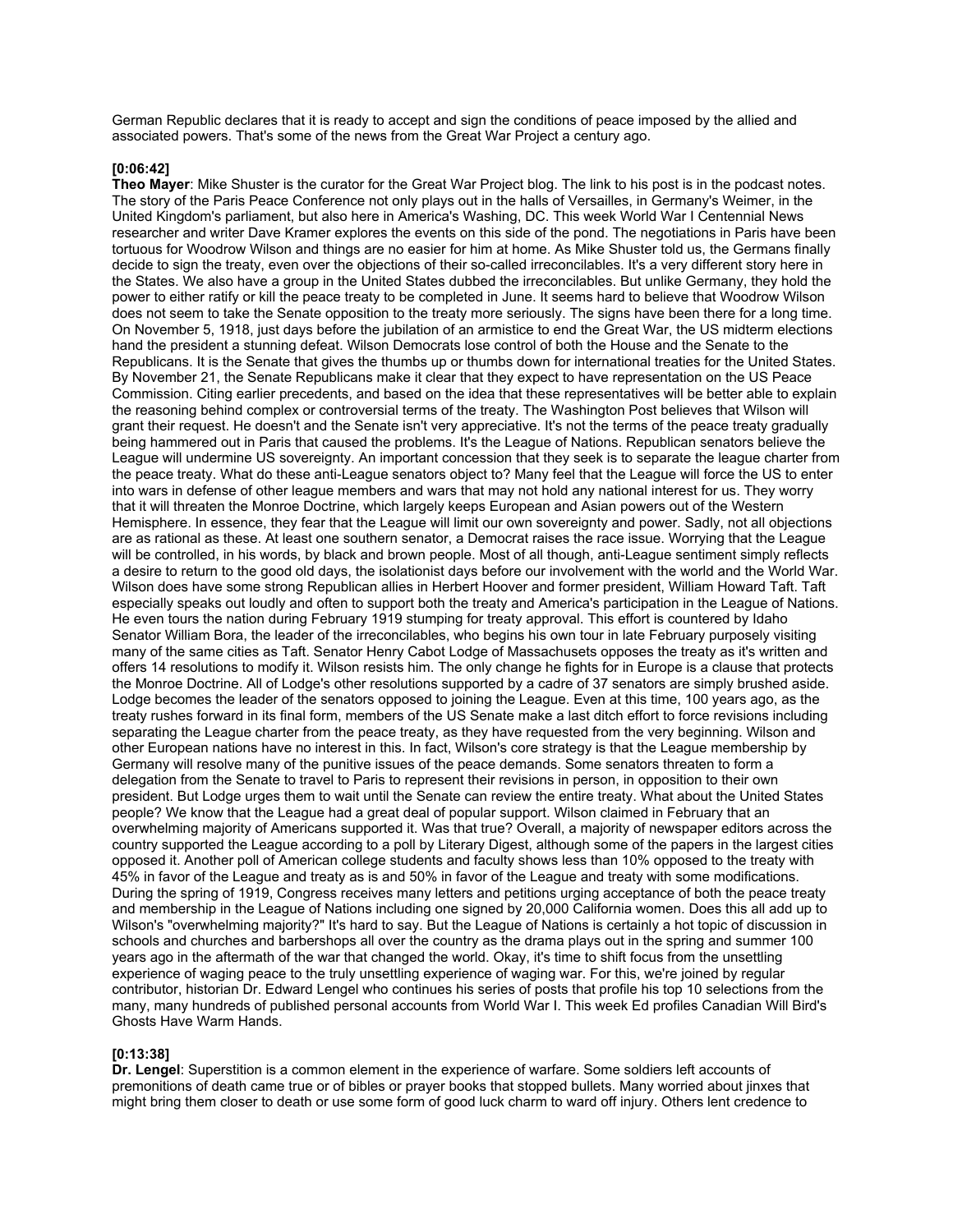German Republic declares that it is ready to accept and sign the conditions of peace imposed by the allied and associated powers. That's some of the news from the Great War Project a century ago.

**[0:06:42]**

**Theo Mayer**: Mike Shuster is the curator for the Great War Project blog. The link to his post is in the podcast notes. The story of the Paris Peace Conference not only plays out in the halls of Versailles, in Germany's Weimer, in the United Kingdom's parliament, but also here in America's Washing, DC. This week World War I Centennial News researcher and writer Dave Kramer explores the events on this side of the pond. The negotiations in Paris have been tortuous for Woodrow Wilson and things are no easier for him at home. As Mike Shuster told us, the Germans finally decide to sign the treaty, even over the objections of their so-called irreconcilables. It's a very different story here in the States. We also have a group in the United States dubbed the irreconcilables. But unlike Germany, they hold the power to either ratify or kill the peace treaty to be completed in June. It seems hard to believe that Woodrow Wilson does not seem to take the Senate opposition to the treaty more seriously. The signs have been there for a long time. On November 5, 1918, just days before the jubilation of an armistice to end the Great War, the US midterm elections hand the president a stunning defeat. Wilson Democrats lose control of both the House and the Senate to the Republicans. It is the Senate that gives the thumbs up or thumbs down for international treaties for the United States. By November 21, the Senate Republicans make it clear that they expect to have representation on the US Peace Commission. Citing earlier precedents, and based on the idea that these representatives will be better able to explain the reasoning behind complex or controversial terms of the treaty. The Washington Post believes that Wilson will grant their request. He doesn't and the Senate isn't very appreciative. It's not the terms of the peace treaty gradually being hammered out in Paris that caused the problems. It's the League of Nations. Republican senators believe the League will undermine US sovereignty. An important concession that they seek is to separate the league charter from the peace treaty. What do these anti-League senators object to? Many feel that the League will force the US to enter into wars in defense of other league members and wars that may not hold any national interest for us. They worry that it will threaten the Monroe Doctrine, which largely keeps European and Asian powers out of the Western Hemisphere. In essence, they fear that the League will limit our own sovereignty and power. Sadly, not all objections are as rational as these. At least one southern senator, a Democrat raises the race issue. Worrying that the League will be controlled, in his words, by black and brown people. Most of all though, anti-League sentiment simply reflects a desire to return to the good old days, the isolationist days before our involvement with the world and the World War. Wilson does have some strong Republican allies in Herbert Hoover and former president, William Howard Taft. Taft especially speaks out loudly and often to support both the treaty and America's participation in the League of Nations. He even tours the nation during February 1919 stumping for treaty approval. This effort is countered by Idaho Senator William Bora, the leader of the irreconcilables, who begins his own tour in late February purposely visiting many of the same cities as Taft. Senator Henry Cabot Lodge of Massachusets opposes the treaty as it's written and offers 14 resolutions to modify it. Wilson resists him. The only change he fights for in Europe is a clause that protects the Monroe Doctrine. All of Lodge's other resolutions supported by a cadre of 37 senators are simply brushed aside. Lodge becomes the leader of the senators opposed to joining the League. Even at this time, 100 years ago, as the treaty rushes forward in its final form, members of the US Senate make a last ditch effort to force revisions including separating the League charter from the peace treaty, as they have requested from the very beginning. Wilson and other European nations have no interest in this. In fact, Wilson's core strategy is that the League membership by Germany will resolve many of the punitive issues of the peace demands. Some senators threaten to form a delegation from the Senate to travel to Paris to represent their revisions in person, in opposition to their own president. But Lodge urges them to wait until the Senate can review the entire treaty. What about the United States people? We know that the League had a great deal of popular support. Wilson claimed in February that an overwhelming majority of Americans supported it. Was that true? Overall, a majority of newspaper editors across the country supported the League according to a poll by Literary Digest, although some of the papers in the largest cities opposed it. Another poll of American college students and faculty shows less than 10% opposed to the treaty with 45% in favor of the League and treaty as is and 50% in favor of the League and treaty with some modifications. During the spring of 1919, Congress receives many letters and petitions urging acceptance of both the peace treaty and membership in the League of Nations including one signed by 20,000 California women. Does this all add up to Wilson's "overwhelming majority?" It's hard to say. But the League of Nations is certainly a hot topic of discussion in schools and churches and barbershops all over the country as the drama plays out in the spring and summer 100 years ago in the aftermath of the war that changed the world. Okay, it's time to shift focus from the unsettling experience of waging peace to the truly unsettling experience of waging war. For this, we're joined by regular contributor, historian Dr. Edward Lengel who continues his series of posts that profile his top 10 selections from the many, many hundreds of published personal accounts from World War I. This week Ed profiles Canadian Will Bird's Ghosts Have Warm Hands.

**[0:13:38]**

**Dr. Lengel**: Superstition is a common element in the experience of warfare. Some soldiers left accounts of premonitions of death came true or of bibles or prayer books that stopped bullets. Many worried about jinxes that might bring them closer to death or use some form of good luck charm to ward off injury. Others lent credence to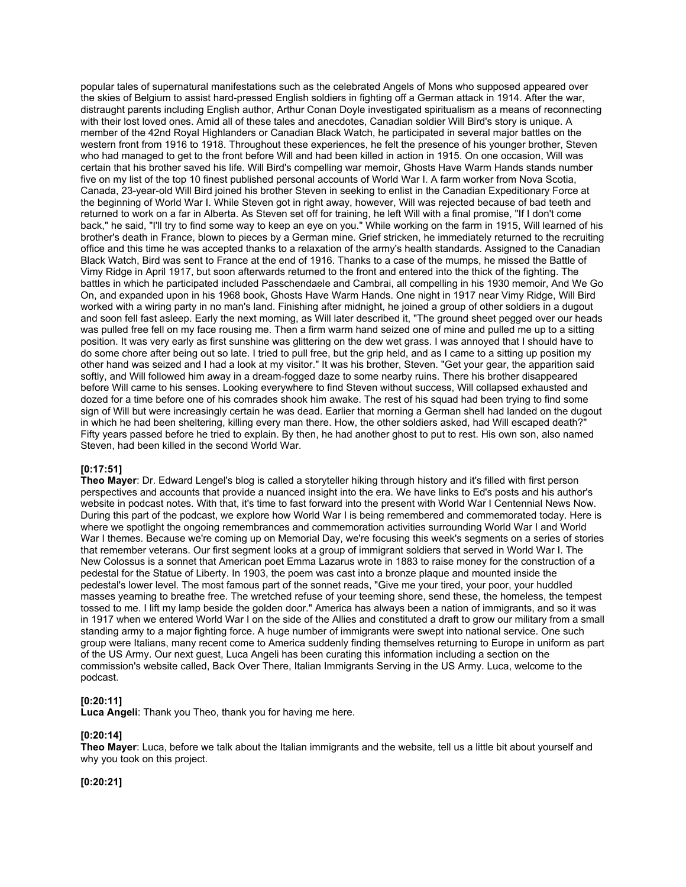popular tales of supernatural manifestations such as the celebrated Angels of Mons who supposed appeared over the skies of Belgium to assist hard-pressed English soldiers in fighting off a German attack in 1914. After the war, distraught parents including English author, Arthur Conan Doyle investigated spiritualism as a means of reconnecting with their lost loved ones. Amid all of these tales and anecdotes, Canadian soldier Will Bird's story is unique. A member of the 42nd Royal Highlanders or Canadian Black Watch, he participated in several major battles on the western front from 1916 to 1918. Throughout these experiences, he felt the presence of his younger brother, Steven who had managed to get to the front before Will and had been killed in action in 1915. On one occasion, Will was certain that his brother saved his life. Will Bird's compelling war memoir, Ghosts Have Warm Hands stands number five on my list of the top 10 finest published personal accounts of World War I. A farm worker from Nova Scotia, Canada, 23-year-old Will Bird joined his brother Steven in seeking to enlist in the Canadian Expeditionary Force at the beginning of World War I. While Steven got in right away, however, Will was rejected because of bad teeth and returned to work on a far in Alberta. As Steven set off for training, he left Will with a final promise, "If I don't come back," he said, "I'll try to find some way to keep an eye on you." While working on the farm in 1915, Will learned of his brother's death in France, blown to pieces by a German mine. Grief stricken, he immediately returned to the recruiting office and this time he was accepted thanks to a relaxation of the army's health standards. Assigned to the Canadian Black Watch, Bird was sent to France at the end of 1916. Thanks to a case of the mumps, he missed the Battle of Vimy Ridge in April 1917, but soon afterwards returned to the front and entered into the thick of the fighting. The battles in which he participated included Passchendaele and Cambrai, all compelling in his 1930 memoir, And We Go On, and expanded upon in his 1968 book, Ghosts Have Warm Hands. One night in 1917 near Vimy Ridge, Will Bird worked with a wiring party in no man's land. Finishing after midnight, he joined a group of other soldiers in a dugout and soon fell fast asleep. Early the next morning, as Will later described it, "The ground sheet pegged over our heads was pulled free fell on my face rousing me. Then a firm warm hand seized one of mine and pulled me up to a sitting position. It was very early as first sunshine was glittering on the dew wet grass. I was annoyed that I should have to do some chore after being out so late. I tried to pull free, but the grip held, and as I came to a sitting up position my other hand was seized and I had a look at my visitor." It was his brother, Steven. "Get your gear, the apparition said softly, and Will followed him away in a dream-fogged daze to some nearby ruins. There his brother disappeared before Will came to his senses. Looking everywhere to find Steven without success, Will collapsed exhausted and dozed for a time before one of his comrades shook him awake. The rest of his squad had been trying to find some sign of Will but were increasingly certain he was dead. Earlier that morning a German shell had landed on the dugout in which he had been sheltering, killing every man there. How, the other soldiers asked, had Will escaped death?" Fifty years passed before he tried to explain. By then, he had another ghost to put to rest. His own son, also named Steven, had been killed in the second World War.

**[0:17:51]**
**Theo Mayer**: Dr. Edward Lengel's blog is called a storyteller hiking through history and it's filled with first person perspectives and accounts that provide a nuanced insight into the era. We have links to Ed's posts and his author's website in podcast notes. With that, it's time to fast forward into the present with World War I Centennial News Now. During this part of the podcast, we explore how World War I is being remembered and commemorated today. Here is where we spotlight the ongoing remembrances and commemoration activities surrounding World War I and World War I themes. Because we're coming up on Memorial Day, we're focusing this week's segments on a series of stories that remember veterans. Our first segment looks at a group of immigrant soldiers that served in World War I. The New Colossus is a sonnet that American poet Emma Lazarus wrote in 1883 to raise money for the construction of a pedestal for the Statue of Liberty. In 1903, the poem was cast into a bronze plaque and mounted inside the pedestal's lower level. The most famous part of the sonnet reads, "Give me your tired, your poor, your huddled masses yearning to breathe free. The wretched refuse of your teeming shore, send these, the homeless, the tempest tossed to me. I lift my lamp beside the golden door." America has always been a nation of immigrants, and so it was in 1917 when we entered World War I on the side of the Allies and constituted a draft to grow our military from a small standing army to a major fighting force. A huge number of immigrants were swept into national service. One such group were Italians, many recent come to America suddenly finding themselves returning to Europe in uniform as part of the US Army. Our next guest, Luca Angeli has been curating this information including a section on the commission's website called, Back Over There, Italian Immigrants Serving in the US Army. Luca, welcome to the podcast.

**[0:20:11]**
**Luca Angeli**: Thank you Theo, thank you for having me here.

**[0:20:14]**
**Theo Mayer**: Luca, before we talk about the Italian immigrants and the website, tell us a little bit about yourself and why you took on this project.

**[0:20:21]**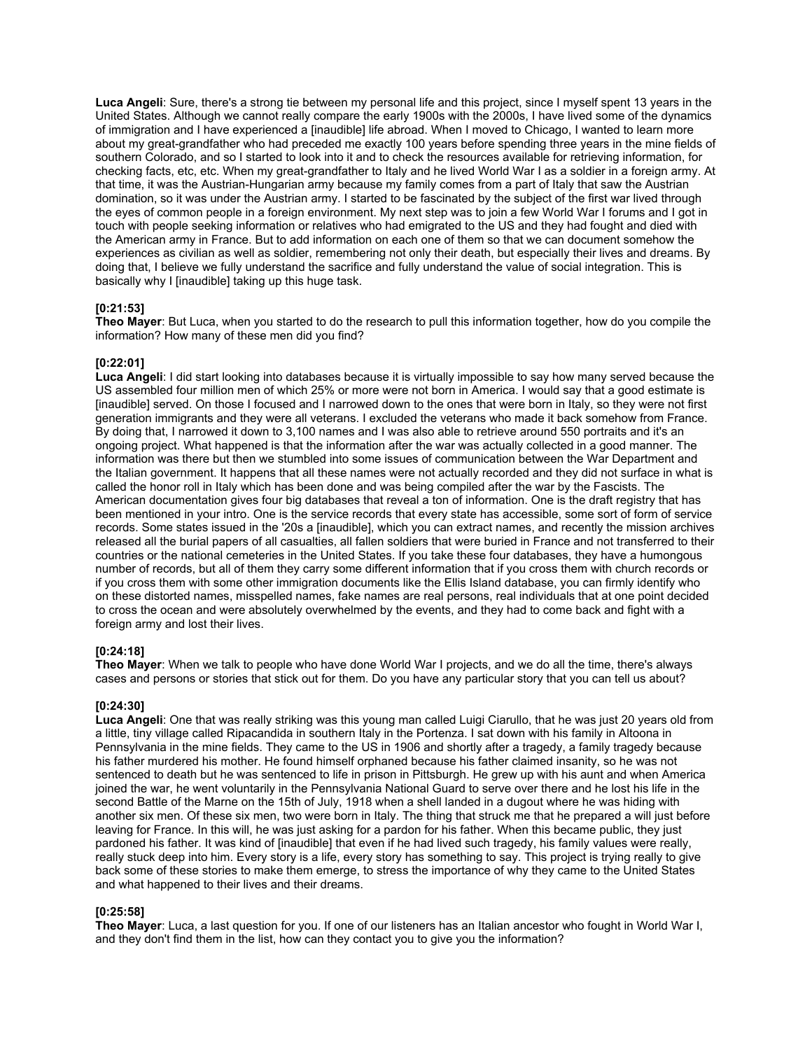**Luca Angeli**: Sure, there's a strong tie between my personal life and this project, since I myself spent 13 years in the United States. Although we cannot really compare the early 1900s with the 2000s, I have lived some of the dynamics of immigration and I have experienced a [inaudible] life abroad. When I moved to Chicago, I wanted to learn more about my great-grandfather who had preceded me exactly 100 years before spending three years in the mine fields of southern Colorado, and so I started to look into it and to check the resources available for retrieving information, for checking facts, etc, etc. When my great-grandfather to Italy and he lived World War I as a soldier in a foreign army. At that time, it was the Austrian-Hungarian army because my family comes from a part of Italy that saw the Austrian domination, so it was under the Austrian army. I started to be fascinated by the subject of the first war lived through the eyes of common people in a foreign environment. My next step was to join a few World War I forums and I got in touch with people seeking information or relatives who had emigrated to the US and they had fought and died with the American army in France. But to add information on each one of them so that we can document somehow the experiences as civilian as well as soldier, remembering not only their death, but especially their lives and dreams. By doing that, I believe we fully understand the sacrifice and fully understand the value of social integration. This is basically why I [inaudible] taking up this huge task.

**[0:21:53]**
**Theo Mayer**: But Luca, when you started to do the research to pull this information together, how do you compile the information? How many of these men did you find?

**[0:22:01]**
**Luca Angeli**: I did start looking into databases because it is virtually impossible to say how many served because the US assembled four million men of which 25% or more were not born in America. I would say that a good estimate is [inaudible] served. On those I focused and I narrowed down to the ones that were born in Italy, so they were not first generation immigrants and they were all veterans. I excluded the veterans who made it back somehow from France. By doing that, I narrowed it down to 3,100 names and I was also able to retrieve around 550 portraits and it's an ongoing project. What happened is that the information after the war was actually collected in a good manner. The information was there but then we stumbled into some issues of communication between the War Department and the Italian government. It happens that all these names were not actually recorded and they did not surface in what is called the honor roll in Italy which has been done and was being compiled after the war by the Fascists. The American documentation gives four big databases that reveal a ton of information. One is the draft registry that has been mentioned in your intro. One is the service records that every state has accessible, some sort of form of service records. Some states issued in the '20s a [inaudible], which you can extract names, and recently the mission archives released all the burial papers of all casualties, all fallen soldiers that were buried in France and not transferred to their countries or the national cemeteries in the United States. If you take these four databases, they have a humongous number of records, but all of them they carry some different information that if you cross them with church records or if you cross them with some other immigration documents like the Ellis Island database, you can firmly identify who on these distorted names, misspelled names, fake names are real persons, real individuals that at one point decided to cross the ocean and were absolutely overwhelmed by the events, and they had to come back and fight with a foreign army and lost their lives.

**[0:24:18]**
**Theo Mayer**: When we talk to people who have done World War I projects, and we do all the time, there's always cases and persons or stories that stick out for them. Do you have any particular story that you can tell us about?

**[0:24:30]**
**Luca Angeli**: One that was really striking was this young man called Luigi Ciarullo, that he was just 20 years old from a little, tiny village called Ripacandida in southern Italy in the Portenza. I sat down with his family in Altoona in Pennsylvania in the mine fields. They came to the US in 1906 and shortly after a tragedy, a family tragedy because his father murdered his mother. He found himself orphaned because his father claimed insanity, so he was not sentenced to death but he was sentenced to life in prison in Pittsburgh. He grew up with his aunt and when America joined the war, he went voluntarily in the Pennsylvania National Guard to serve over there and he lost his life in the second Battle of the Marne on the 15th of July, 1918 when a shell landed in a dugout where he was hiding with another six men. Of these six men, two were born in Italy. The thing that struck me that he prepared a will just before leaving for France. In this will, he was just asking for a pardon for his father. When this became public, they just pardoned his father. It was kind of [inaudible] that even if he had lived such tragedy, his family values were really, really stuck deep into him. Every story is a life, every story has something to say. This project is trying really to give back some of these stories to make them emerge, to stress the importance of why they came to the United States and what happened to their lives and their dreams.

**[0:25:58]**
**Theo Mayer**: Luca, a last question for you. If one of our listeners has an Italian ancestor who fought in World War I, and they don't find them in the list, how can they contact you to give you the information?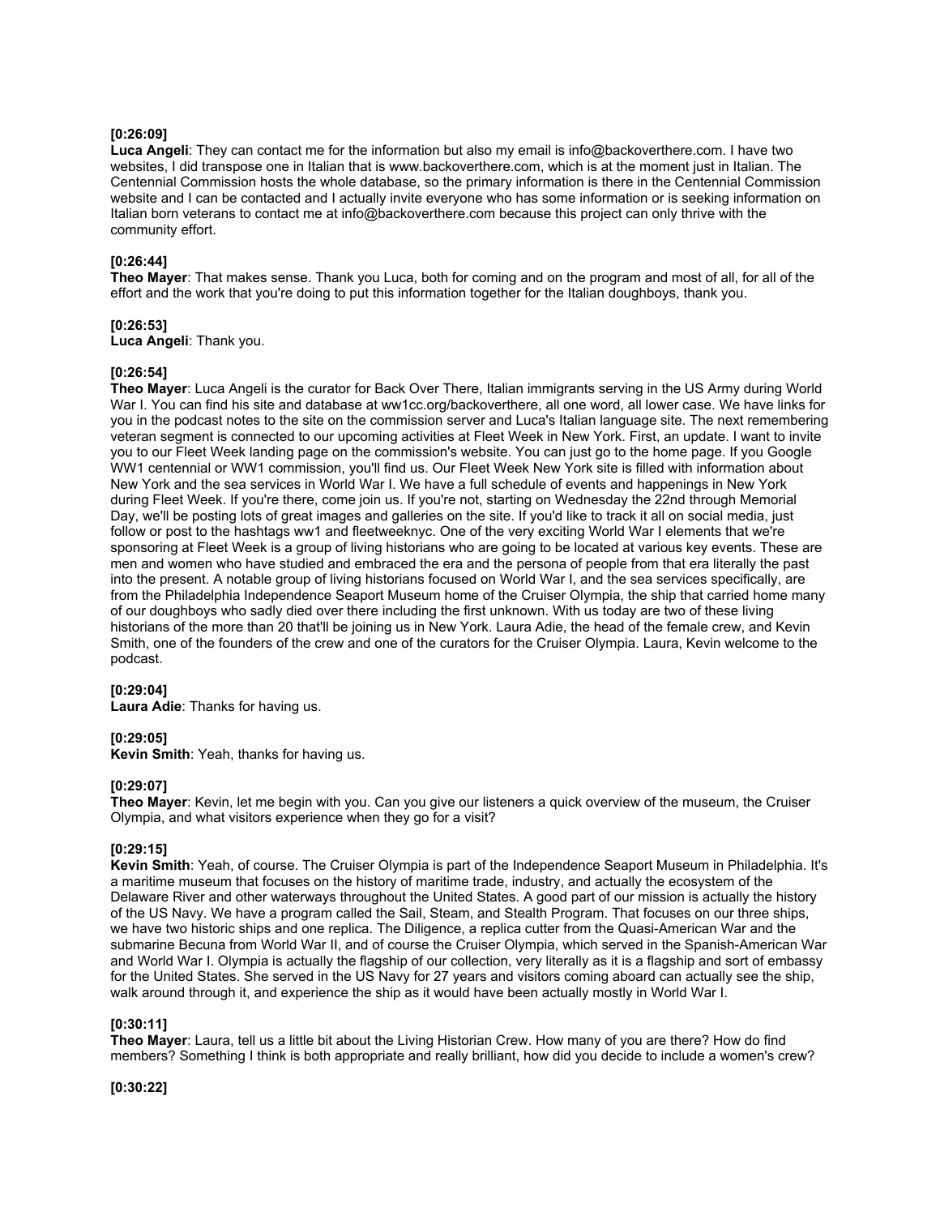**[0:26:09]**
**Luca Angeli**: They can contact me for the information but also my email is info@backoverthere.com. I have two websites, I did transpose one in Italian that is www.backoverthere.com, which is at the moment just in Italian. The Centennial Commission hosts the whole database, so the primary information is there in the Centennial Commission website and I can be contacted and I actually invite everyone who has some information or is seeking information on Italian born veterans to contact me at info@backoverthere.com because this project can only thrive with the community effort.

**[0:26:44]**
**Theo Mayer**: That makes sense. Thank you Luca, both for coming and on the program and most of all, for all of the effort and the work that you're doing to put this information together for the Italian doughboys, thank you.

**[0:26:53]**
**Luca Angeli**: Thank you.

**[0:26:54]**
**Theo Mayer**: Luca Angeli is the curator for Back Over There, Italian immigrants serving in the US Army during World War I. You can find his site and database at ww1cc.org/backoverthere, all one word, all lower case. We have links for you in the podcast notes to the site on the commission server and Luca's Italian language site. The next remembering veteran segment is connected to our upcoming activities at Fleet Week in New York. First, an update. I want to invite you to our Fleet Week landing page on the commission's website. You can just go to the home page. If you Google WW1 centennial or WW1 commission, you'll find us. Our Fleet Week New York site is filled with information about New York and the sea services in World War I. We have a full schedule of events and happenings in New York during Fleet Week. If you're there, come join us. If you're not, starting on Wednesday the 22nd through Memorial Day, we'll be posting lots of great images and galleries on the site. If you'd like to track it all on social media, just follow or post to the hashtags ww1 and fleetweeknyc. One of the very exciting World War I elements that we're sponsoring at Fleet Week is a group of living historians who are going to be located at various key events. These are men and women who have studied and embraced the era and the persona of people from that era literally the past into the present. A notable group of living historians focused on World War I, and the sea services specifically, are from the Philadelphia Independence Seaport Museum home of the Cruiser Olympia, the ship that carried home many of our doughboys who sadly died over there including the first unknown. With us today are two of these living historians of the more than 20 that'll be joining us in New York. Laura Adie, the head of the female crew, and Kevin Smith, one of the founders of the crew and one of the curators for the Cruiser Olympia. Laura, Kevin welcome to the podcast.

**[0:29:04]**
**Laura Adie**: Thanks for having us.

**[0:29:05]**
**Kevin Smith**: Yeah, thanks for having us.

**[0:29:07]**
**Theo Mayer**: Kevin, let me begin with you. Can you give our listeners a quick overview of the museum, the Cruiser Olympia, and what visitors experience when they go for a visit?

**[0:29:15]**
**Kevin Smith**: Yeah, of course. The Cruiser Olympia is part of the Independence Seaport Museum in Philadelphia. It's a maritime museum that focuses on the history of maritime trade, industry, and actually the ecosystem of the Delaware River and other waterways throughout the United States. A good part of our mission is actually the history of the US Navy. We have a program called the Sail, Steam, and Stealth Program. That focuses on our three ships, we have two historic ships and one replica. The Diligence, a replica cutter from the Quasi-American War and the submarine Becuna from World War II, and of course the Cruiser Olympia, which served in the Spanish-American War and World War I. Olympia is actually the flagship of our collection, very literally as it is a flagship and sort of embassy for the United States. She served in the US Navy for 27 years and visitors coming aboard can actually see the ship, walk around through it, and experience the ship as it would have been actually mostly in World War I.

**[0:30:11]**
**Theo Mayer**: Laura, tell us a little bit about the Living Historian Crew. How many of you are there? How do find members? Something I think is both appropriate and really brilliant, how did you decide to include a women's crew?

**[0:30:22]**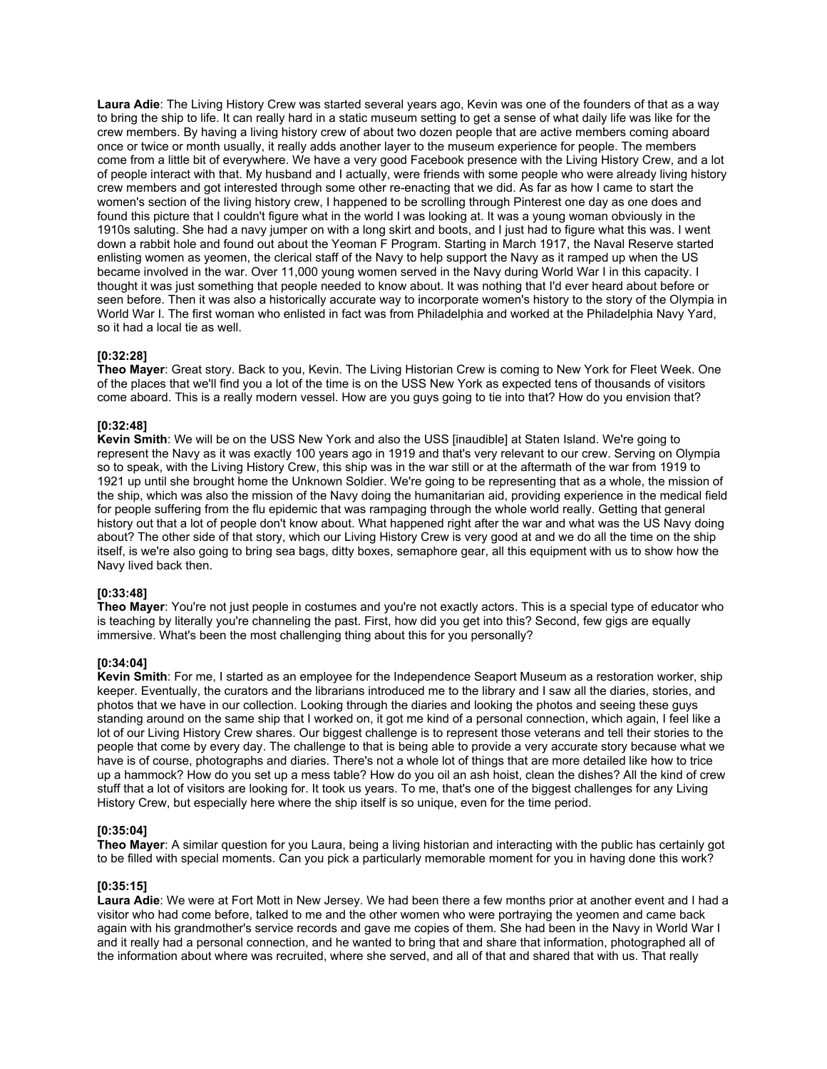**Laura Adie**: The Living History Crew was started several years ago, Kevin was one of the founders of that as a way to bring the ship to life. It can really hard in a static museum setting to get a sense of what daily life was like for the crew members. By having a living history crew of about two dozen people that are active members coming aboard once or twice or month usually, it really adds another layer to the museum experience for people. The members come from a little bit of everywhere. We have a very good Facebook presence with the Living History Crew, and a lot of people interact with that. My husband and I actually, were friends with some people who were already living history crew members and got interested through some other re-enacting that we did. As far as how I came to start the women's section of the living history crew, I happened to be scrolling through Pinterest one day as one does and found this picture that I couldn't figure what in the world I was looking at. It was a young woman obviously in the 1910s saluting. She had a navy jumper on with a long skirt and boots, and I just had to figure what this was. I went down a rabbit hole and found out about the Yeoman F Program. Starting in March 1917, the Naval Reserve started enlisting women as yeomen, the clerical staff of the Navy to help support the Navy as it ramped up when the US became involved in the war. Over 11,000 young women served in the Navy during World War I in this capacity. I thought it was just something that people needed to know about. It was nothing that I'd ever heard about before or seen before. Then it was also a historically accurate way to incorporate women's history to the story of the Olympia in World War I. The first woman who enlisted in fact was from Philadelphia and worked at the Philadelphia Navy Yard, so it had a local tie as well.

**[0:32:28]**
**Theo Mayer**: Great story. Back to you, Kevin. The Living Historian Crew is coming to New York for Fleet Week. One of the places that we'll find you a lot of the time is on the USS New York as expected tens of thousands of visitors come aboard. This is a really modern vessel. How are you guys going to tie into that? How do you envision that?

**[0:32:48]**
**Kevin Smith**: We will be on the USS New York and also the USS [inaudible] at Staten Island. We're going to represent the Navy as it was exactly 100 years ago in 1919 and that's very relevant to our crew. Serving on Olympia so to speak, with the Living History Crew, this ship was in the war still or at the aftermath of the war from 1919 to 1921 up until she brought home the Unknown Soldier. We're going to be representing that as a whole, the mission of the ship, which was also the mission of the Navy doing the humanitarian aid, providing experience in the medical field for people suffering from the flu epidemic that was rampaging through the whole world really. Getting that general history out that a lot of people don't know about. What happened right after the war and what was the US Navy doing about? The other side of that story, which our Living History Crew is very good at and we do all the time on the ship itself, is we're also going to bring sea bags, ditty boxes, semaphore gear, all this equipment with us to show how the Navy lived back then.

**[0:33:48]**
**Theo Mayer**: You're not just people in costumes and you're not exactly actors. This is a special type of educator who is teaching by literally you're channeling the past. First, how did you get into this? Second, few gigs are equally immersive. What's been the most challenging thing about this for you personally?

**[0:34:04]**
**Kevin Smith**: For me, I started as an employee for the Independence Seaport Museum as a restoration worker, ship keeper. Eventually, the curators and the librarians introduced me to the library and I saw all the diaries, stories, and photos that we have in our collection. Looking through the diaries and looking the photos and seeing these guys standing around on the same ship that I worked on, it got me kind of a personal connection, which again, I feel like a lot of our Living History Crew shares. Our biggest challenge is to represent those veterans and tell their stories to the people that come by every day. The challenge to that is being able to provide a very accurate story because what we have is of course, photographs and diaries. There's not a whole lot of things that are more detailed like how to trice up a hammock? How do you set up a mess table? How do you oil an ash hoist, clean the dishes? All the kind of crew stuff that a lot of visitors are looking for. It took us years. To me, that's one of the biggest challenges for any Living History Crew, but especially here where the ship itself is so unique, even for the time period.

**[0:35:04]**
**Theo Mayer**: A similar question for you Laura, being a living historian and interacting with the public has certainly got to be filled with special moments. Can you pick a particularly memorable moment for you in having done this work?

**[0:35:15]**
**Laura Adie**: We were at Fort Mott in New Jersey. We had been there a few months prior at another event and I had a visitor who had come before, talked to me and the other women who were portraying the yeomen and came back again with his grandmother's service records and gave me copies of them. She had been in the Navy in World War I and it really had a personal connection, and he wanted to bring that and share that information, photographed all of the information about where was recruited, where she served, and all of that and shared that with us. That really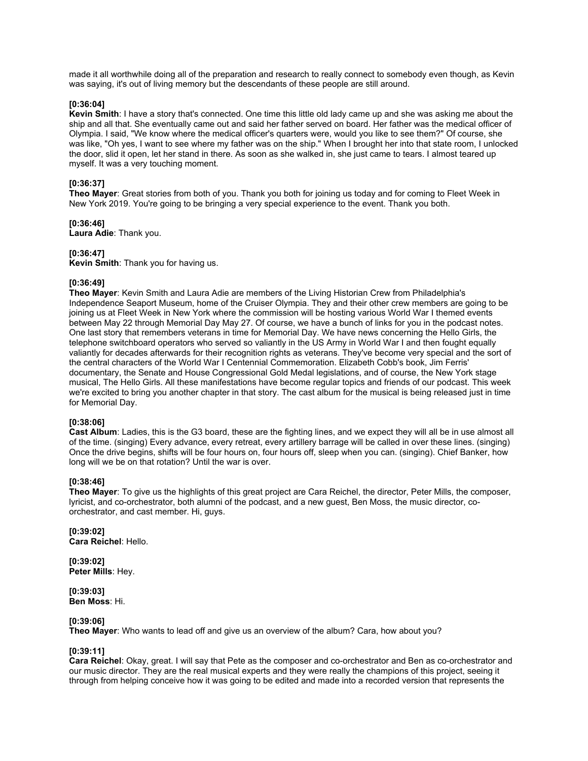made it all worthwhile doing all of the preparation and research to really connect to somebody even though, as Kevin was saying, it's out of living memory but the descendants of these people are still around.

**[0:36:04]**
**Kevin Smith**: I have a story that's connected. One time this little old lady came up and she was asking me about the ship and all that. She eventually came out and said her father served on board. Her father was the medical officer of Olympia. I said, "We know where the medical officer's quarters were, would you like to see them?" Of course, she was like, "Oh yes, I want to see where my father was on the ship." When I brought her into that state room, I unlocked the door, slid it open, let her stand in there. As soon as she walked in, she just came to tears. I almost teared up myself. It was a very touching moment.

**[0:36:37]**
**Theo Mayer**: Great stories from both of you. Thank you both for joining us today and for coming to Fleet Week in New York 2019. You're going to be bringing a very special experience to the event. Thank you both.

**[0:36:46]**
**Laura Adie**: Thank you.

**[0:36:47]**
**Kevin Smith**: Thank you for having us.

**[0:36:49]**
**Theo Mayer**: Kevin Smith and Laura Adie are members of the Living Historian Crew from Philadelphia's Independence Seaport Museum, home of the Cruiser Olympia. They and their other crew members are going to be joining us at Fleet Week in New York where the commission will be hosting various World War I themed events between May 22 through Memorial Day May 27. Of course, we have a bunch of links for you in the podcast notes. One last story that remembers veterans in time for Memorial Day. We have news concerning the Hello Girls, the telephone switchboard operators who served so valiantly in the US Army in World War I and then fought equally valiantly for decades afterwards for their recognition rights as veterans. They've become very special and the sort of the central characters of the World War I Centennial Commemoration. Elizabeth Cobb's book, Jim Ferris' documentary, the Senate and House Congressional Gold Medal legislations, and of course, the New York stage musical, The Hello Girls. All these manifestations have become regular topics and friends of our podcast. This week we're excited to bring you another chapter in that story. The cast album for the musical is being released just in time for Memorial Day.

**[0:38:06]**
**Cast Album**: Ladies, this is the G3 board, these are the fighting lines, and we expect they will all be in use almost all of the time. (singing) Every advance, every retreat, every artillery barrage will be called in over these lines. (singing) Once the drive begins, shifts will be four hours on, four hours off, sleep when you can. (singing). Chief Banker, how long will we be on that rotation? Until the war is over.

**[0:38:46]**
**Theo Mayer**: To give us the highlights of this great project are Cara Reichel, the director, Peter Mills, the composer, lyricist, and co-orchestrator, both alumni of the podcast, and a new guest, Ben Moss, the music director, co-orchestrator, and cast member. Hi, guys.

**[0:39:02]**
**Cara Reichel**: Hello.

**[0:39:02]**
**Peter Mills**: Hey.

**[0:39:03]**
**Ben Moss**: Hi.

**[0:39:06]**
**Theo Mayer**: Who wants to lead off and give us an overview of the album? Cara, how about you?

**[0:39:11]**
**Cara Reichel**: Okay, great. I will say that Pete as the composer and co-orchestrator and Ben as co-orchestrator and our music director. They are the real musical experts and they were really the champions of this project, seeing it through from helping conceive how it was going to be edited and made into a recorded version that represents the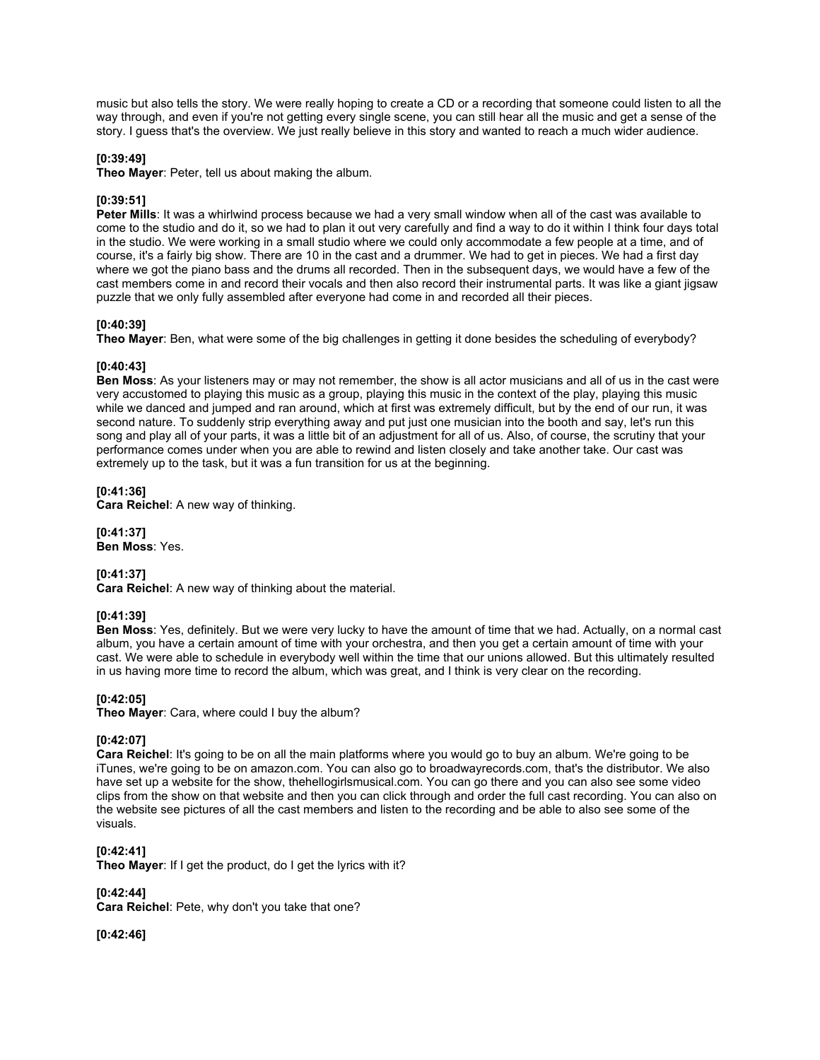music but also tells the story. We were really hoping to create a CD or a recording that someone could listen to all the way through, and even if you're not getting every single scene, you can still hear all the music and get a sense of the story. I guess that's the overview. We just really believe in this story and wanted to reach a much wider audience.

**[0:39:49]**
**Theo Mayer**: Peter, tell us about making the album.

**[0:39:51]**
**Peter Mills**: It was a whirlwind process because we had a very small window when all of the cast was available to come to the studio and do it, so we had to plan it out very carefully and find a way to do it within I think four days total in the studio. We were working in a small studio where we could only accommodate a few people at a time, and of course, it's a fairly big show. There are 10 in the cast and a drummer. We had to get in pieces. We had a first day where we got the piano bass and the drums all recorded. Then in the subsequent days, we would have a few of the cast members come in and record their vocals and then also record their instrumental parts. It was like a giant jigsaw puzzle that we only fully assembled after everyone had come in and recorded all their pieces.

**[0:40:39]**
**Theo Mayer**: Ben, what were some of the big challenges in getting it done besides the scheduling of everybody?

**[0:40:43]**
**Ben Moss**: As your listeners may or may not remember, the show is all actor musicians and all of us in the cast were very accustomed to playing this music as a group, playing this music in the context of the play, playing this music while we danced and jumped and ran around, which at first was extremely difficult, but by the end of our run, it was second nature. To suddenly strip everything away and put just one musician into the booth and say, let's run this song and play all of your parts, it was a little bit of an adjustment for all of us. Also, of course, the scrutiny that your performance comes under when you are able to rewind and listen closely and take another take. Our cast was extremely up to the task, but it was a fun transition for us at the beginning.

**[0:41:36]**
**Cara Reichel**: A new way of thinking.

**[0:41:37]**
**Ben Moss**: Yes.

**[0:41:37]**
**Cara Reichel**: A new way of thinking about the material.

**[0:41:39]**
**Ben Moss**: Yes, definitely. But we were very lucky to have the amount of time that we had. Actually, on a normal cast album, you have a certain amount of time with your orchestra, and then you get a certain amount of time with your cast. We were able to schedule in everybody well within the time that our unions allowed. But this ultimately resulted in us having more time to record the album, which was great, and I think is very clear on the recording.

**[0:42:05]**
**Theo Mayer**: Cara, where could I buy the album?

**[0:42:07]**
**Cara Reichel**: It's going to be on all the main platforms where you would go to buy an album. We're going to be iTunes, we're going to be on amazon.com. You can also go to broadwayrecords.com, that's the distributor. We also have set up a website for the show, thehellogirlsmusical.com. You can go there and you can also see some video clips from the show on that website and then you can click through and order the full cast recording. You can also on the website see pictures of all the cast members and listen to the recording and be able to also see some of the visuals.

**[0:42:41]**
**Theo Mayer**: If I get the product, do I get the lyrics with it?

**[0:42:44]**
**Cara Reichel**: Pete, why don't you take that one?

**[0:42:46]**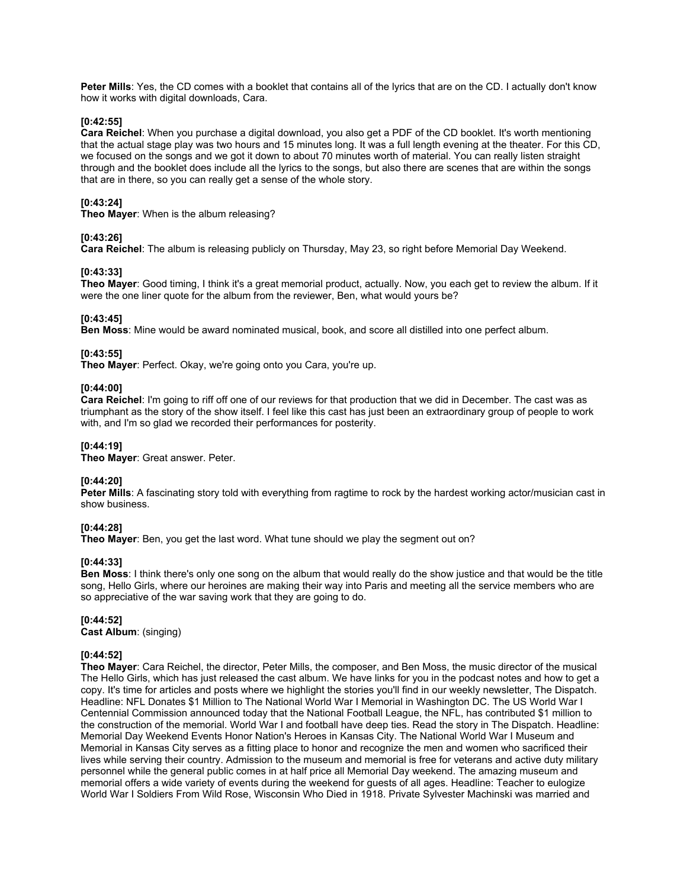**Peter Mills**: Yes, the CD comes with a booklet that contains all of the lyrics that are on the CD. I actually don't know how it works with digital downloads, Cara.

**[0:42:55]**
**Cara Reichel**: When you purchase a digital download, you also get a PDF of the CD booklet. It's worth mentioning that the actual stage play was two hours and 15 minutes long. It was a full length evening at the theater. For this CD, we focused on the songs and we got it down to about 70 minutes worth of material. You can really listen straight through and the booklet does include all the lyrics to the songs, but also there are scenes that are within the songs that are in there, so you can really get a sense of the whole story.

**[0:43:24]**
**Theo Mayer**: When is the album releasing?

**[0:43:26]**
**Cara Reichel**: The album is releasing publicly on Thursday, May 23, so right before Memorial Day Weekend.

**[0:43:33]**
**Theo Mayer**: Good timing, I think it's a great memorial product, actually. Now, you each get to review the album. If it were the one liner quote for the album from the reviewer, Ben, what would yours be?

**[0:43:45]**
**Ben Moss**: Mine would be award nominated musical, book, and score all distilled into one perfect album.

**[0:43:55]**
**Theo Mayer**: Perfect. Okay, we're going onto you Cara, you're up.

**[0:44:00]**
**Cara Reichel**: I'm going to riff off one of our reviews for that production that we did in December. The cast was as triumphant as the story of the show itself. I feel like this cast has just been an extraordinary group of people to work with, and I'm so glad we recorded their performances for posterity.

**[0:44:19]**
**Theo Mayer**: Great answer. Peter.

**[0:44:20]**
**Peter Mills**: A fascinating story told with everything from ragtime to rock by the hardest working actor/musician cast in show business.

**[0:44:28]**
**Theo Mayer**: Ben, you get the last word. What tune should we play the segment out on?

**[0:44:33]**
**Ben Moss**: I think there's only one song on the album that would really do the show justice and that would be the title song, Hello Girls, where our heroines are making their way into Paris and meeting all the service members who are so appreciative of the war saving work that they are going to do.

**[0:44:52]**
**Cast Album**: (singing)

**[0:44:52]**
**Theo Mayer**: Cara Reichel, the director, Peter Mills, the composer, and Ben Moss, the music director of the musical The Hello Girls, which has just released the cast album. We have links for you in the podcast notes and how to get a copy. It's time for articles and posts where we highlight the stories you'll find in our weekly newsletter, The Dispatch. Headline: NFL Donates $1 Million to The National World War I Memorial in Washington DC. The US World War I Centennial Commission announced today that the National Football League, the NFL, has contributed $1 million to the construction of the memorial. World War I and football have deep ties. Read the story in The Dispatch. Headline: Memorial Day Weekend Events Honor Nation's Heroes in Kansas City. The National World War I Museum and Memorial in Kansas City serves as a fitting place to honor and recognize the men and women who sacrificed their lives while serving their country. Admission to the museum and memorial is free for veterans and active duty military personnel while the general public comes in at half price all Memorial Day weekend. The amazing museum and memorial offers a wide variety of events during the weekend for guests of all ages. Headline: Teacher to eulogize World War I Soldiers From Wild Rose, Wisconsin Who Died in 1918. Private Sylvester Machinski was married and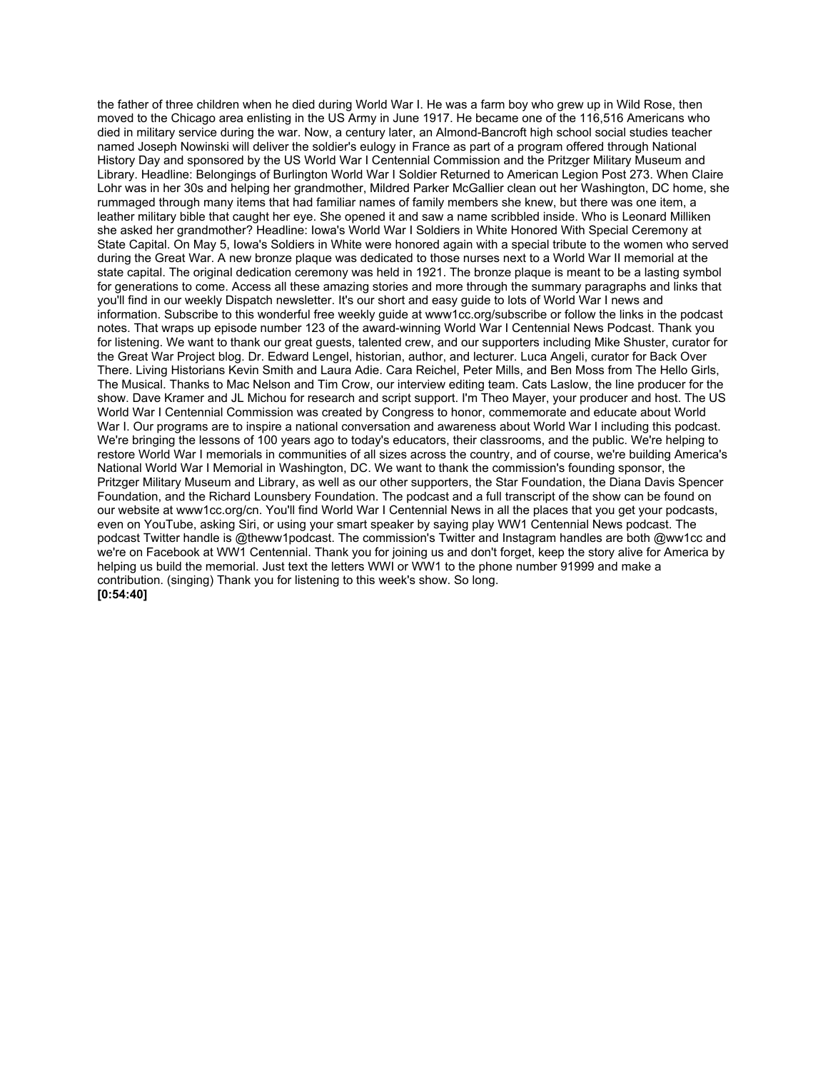the father of three children when he died during World War I. He was a farm boy who grew up in Wild Rose, then moved to the Chicago area enlisting in the US Army in June 1917. He became one of the 116,516 Americans who died in military service during the war. Now, a century later, an Almond-Bancroft high school social studies teacher named Joseph Nowinski will deliver the soldier's eulogy in France as part of a program offered through National History Day and sponsored by the US World War I Centennial Commission and the Pritzger Military Museum and Library. Headline: Belongings of Burlington World War I Soldier Returned to American Legion Post 273. When Claire Lohr was in her 30s and helping her grandmother, Mildred Parker McGallier clean out her Washington, DC home, she rummaged through many items that had familiar names of family members she knew, but there was one item, a leather military bible that caught her eye. She opened it and saw a name scribbled inside. Who is Leonard Milliken she asked her grandmother? Headline: Iowa's World War I Soldiers in White Honored With Special Ceremony at State Capital. On May 5, Iowa's Soldiers in White were honored again with a special tribute to the women who served during the Great War. A new bronze plaque was dedicated to those nurses next to a World War II memorial at the state capital. The original dedication ceremony was held in 1921. The bronze plaque is meant to be a lasting symbol for generations to come. Access all these amazing stories and more through the summary paragraphs and links that you'll find in our weekly Dispatch newsletter. It's our short and easy guide to lots of World War I news and information. Subscribe to this wonderful free weekly guide at www1cc.org/subscribe or follow the links in the podcast notes. That wraps up episode number 123 of the award-winning World War I Centennial News Podcast. Thank you for listening. We want to thank our great guests, talented crew, and our supporters including Mike Shuster, curator for the Great War Project blog. Dr. Edward Lengel, historian, author, and lecturer. Luca Angeli, curator for Back Over There. Living Historians Kevin Smith and Laura Adie. Cara Reichel, Peter Mills, and Ben Moss from The Hello Girls, The Musical. Thanks to Mac Nelson and Tim Crow, our interview editing team. Cats Laslow, the line producer for the show. Dave Kramer and JL Michou for research and script support. I'm Theo Mayer, your producer and host. The US World War I Centennial Commission was created by Congress to honor, commemorate and educate about World War I. Our programs are to inspire a national conversation and awareness about World War I including this podcast. We're bringing the lessons of 100 years ago to today's educators, their classrooms, and the public. We're helping to restore World War I memorials in communities of all sizes across the country, and of course, we're building America's National World War I Memorial in Washington, DC. We want to thank the commission's founding sponsor, the Pritzger Military Museum and Library, as well as our other supporters, the Star Foundation, the Diana Davis Spencer Foundation, and the Richard Lounsbery Foundation. The podcast and a full transcript of the show can be found on our website at www1cc.org/cn. You'll find World War I Centennial News in all the places that you get your podcasts, even on YouTube, asking Siri, or using your smart speaker by saying play WW1 Centennial News podcast. The podcast Twitter handle is @theww1podcast. The commission's Twitter and Instagram handles are both @ww1cc and we're on Facebook at WW1 Centennial. Thank you for joining us and don't forget, keep the story alive for America by helping us build the memorial. Just text the letters WWI or WW1 to the phone number 91999 and make a contribution. (singing) Thank you for listening to this week's show. So long.

**[0:54:40]**